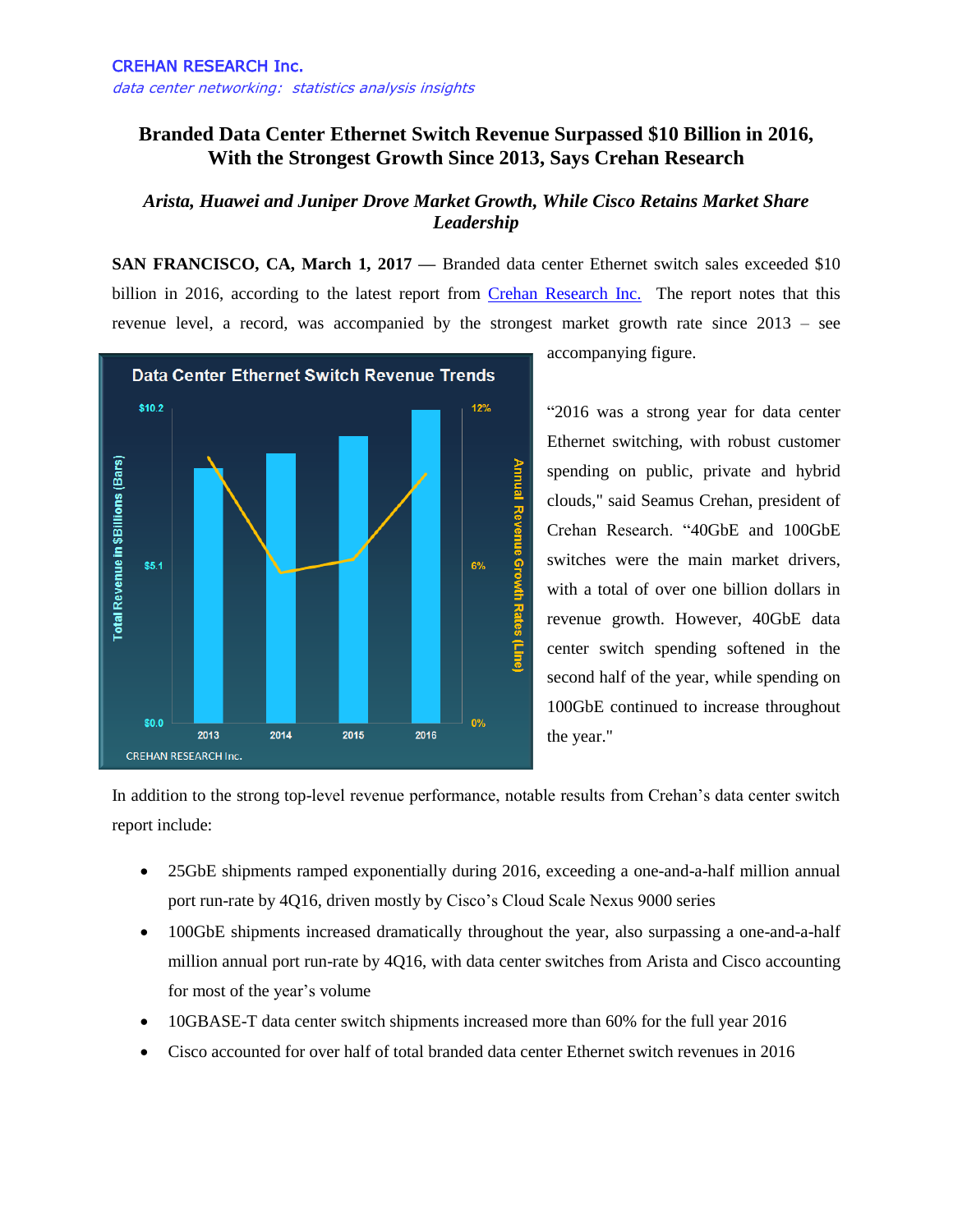CREHAN RESEARCH Inc.

*data center networking: statistics analysis insights*

# Branded Data Center Ethernet Switch Revenue Surpassed $10 Billion in 2016, With the Strongest Growth Since 2013, Says Crehan Research

### *Arista, Huawei and Juniper Drove Market Growth, While Cisco Retains Market Share Leadership*

**SAN FRANCISCO, CA, March 1, 2017 —** Branded data center Ethernet switch sales exceeded $10 billion in 2016, according to the latest report from Crehan Research Inc. The report notes that this revenue level, a record, was accompanied by the strongest market growth rate since 2013 – see accompanying figure.

Data Center Ethernet Switch Revenue Trends

CREHAN RESEARCH Inc.

"2016 was a strong year for data center Ethernet switching, with robust customer spending on public, private and hybrid clouds," said Seamus Crehan, president of Crehan Research. "40GbE and 100GbE switches were the main market drivers, with a total of over one billion dollars in revenue growth. However, 40GbE data center switch spending softened in the second half of the year, while spending on 100GbE continued to increase throughout the year."

In addition to the strong top-level revenue performance, notable results from Crehan's data center switch report include:

- 25GbE shipments ramped exponentially during 2016, exceeding a one-and-a-half million annual port run-rate by 4Q16, driven mostly by Cisco's Cloud Scale Nexus 9000 series
- 100GbE shipments increased dramatically throughout the year, also surpassing a one-and-a-half million annual port run-rate by 4Q16, with data center switches from Arista and Cisco accounting for most of the year's volume
- 10GBASE-T data center switch shipments increased more than 60% for the full year 2016
- Cisco accounted for over half of total branded data center Ethernet switch revenues in 2016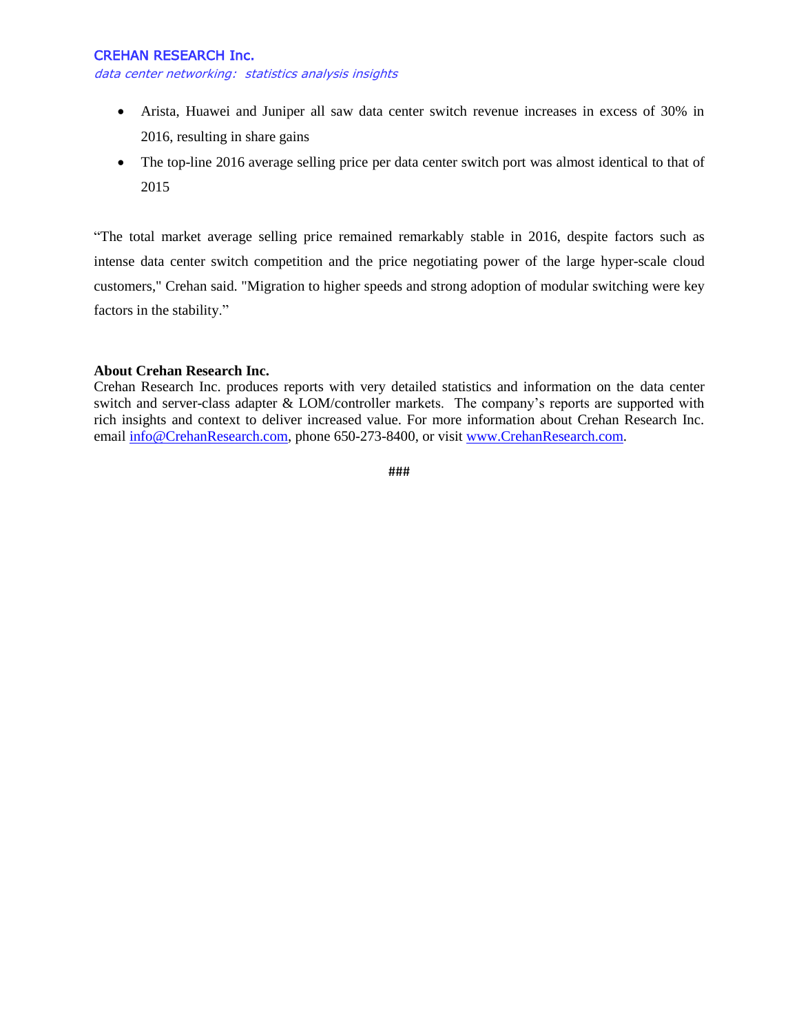- Arista, Huawei and Juniper all saw data center switch revenue increases in excess of 30% in 2016, resulting in share gains
- The top-line 2016 average selling price per data center switch port was almost identical to that of 2015

"The total market average selling price remained remarkably stable in 2016, despite factors such as intense data center switch competition and the price negotiating power of the large hyper-scale cloud customers," Crehan said. "Migration to higher speeds and strong adoption of modular switching were key factors in the stability."

**About Crehan Research Inc.**

Crehan Research Inc. produces reports with very detailed statistics and information on the data center switch and server-class adapter & LOM/controller markets. The company's reports are supported with rich insights and context to deliver increased value. For more information about Crehan Research Inc. email info@CrehanResearch.com, phone 650-273-8400, or visit www.CrehanResearch.com.

###